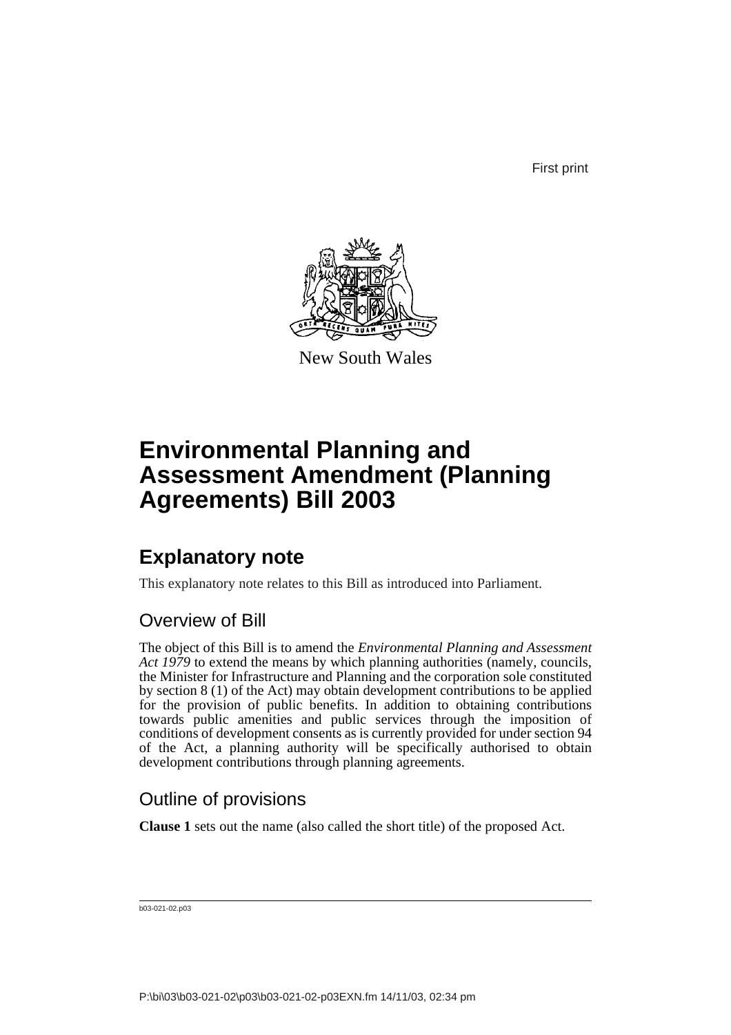First print

New South Wales

# Environmental Planning and Assessment Amendment (Planning Agreements) Bill 2003

## Explanatory note

This explanatory note relates to this Bill as introduced into Parliament.

### Overview of Bill

The object of this Bill is to amend the *Environmental Planning and Assessment Act 1979* to extend the means by which planning authorities (namely, councils, the Minister for Infrastructure and Planning and the corporation sole constituted by section 8 (1) of the Act) may obtain development contributions to be applied for the provision of public benefits. In addition to obtaining contributions towards public amenities and public services through the imposition of conditions of development consents as is currently provided for under section 94 of the Act, a planning authority will be specifically authorised to obtain development contributions through planning agreements.

### Outline of provisions

**Clause 1** sets out the name (also called the short title) of the proposed Act.

b03-021-02.p03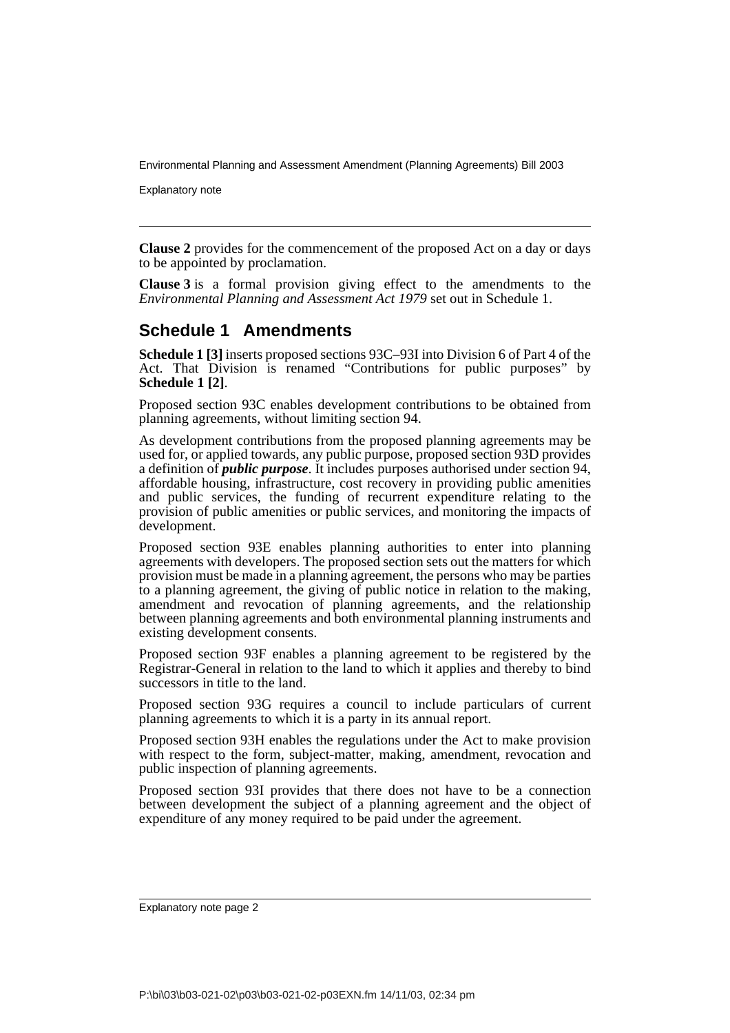**Clause 2** provides for the commencement of the proposed Act on a day or days to be appointed by proclamation.

**Clause 3** is a formal provision giving effect to the amendments to the *Environmental Planning and Assessment Act 1979* set out in Schedule 1.

## Schedule 1 Amendments

**Schedule 1 [3]** inserts proposed sections 93C–93I into Division 6 of Part 4 of the Act. That Division is renamed "Contributions for public purposes" by **Schedule 1 [2]**.

Proposed section 93C enables development contributions to be obtained from planning agreements, without limiting section 94.

As development contributions from the proposed planning agreements may be used for, or applied towards, any public purpose, proposed section 93D provides a definition of ***public purpose***. It includes purposes authorised under section 94, affordable housing, infrastructure, cost recovery in providing public amenities and public services, the funding of recurrent expenditure relating to the provision of public amenities or public services, and monitoring the impacts of development.

Proposed section 93E enables planning authorities to enter into planning agreements with developers. The proposed section sets out the matters for which provision must be made in a planning agreement, the persons who may be parties to a planning agreement, the giving of public notice in relation to the making, amendment and revocation of planning agreements, and the relationship between planning agreements and both environmental planning instruments and existing development consents.

Proposed section 93F enables a planning agreement to be registered by the Registrar-General in relation to the land to which it applies and thereby to bind successors in title to the land.

Proposed section 93G requires a council to include particulars of current planning agreements to which it is a party in its annual report.

Proposed section 93H enables the regulations under the Act to make provision with respect to the form, subject-matter, making, amendment, revocation and public inspection of planning agreements.

Proposed section 93I provides that there does not have to be a connection between development the subject of a planning agreement and the object of expenditure of any money required to be paid under the agreement.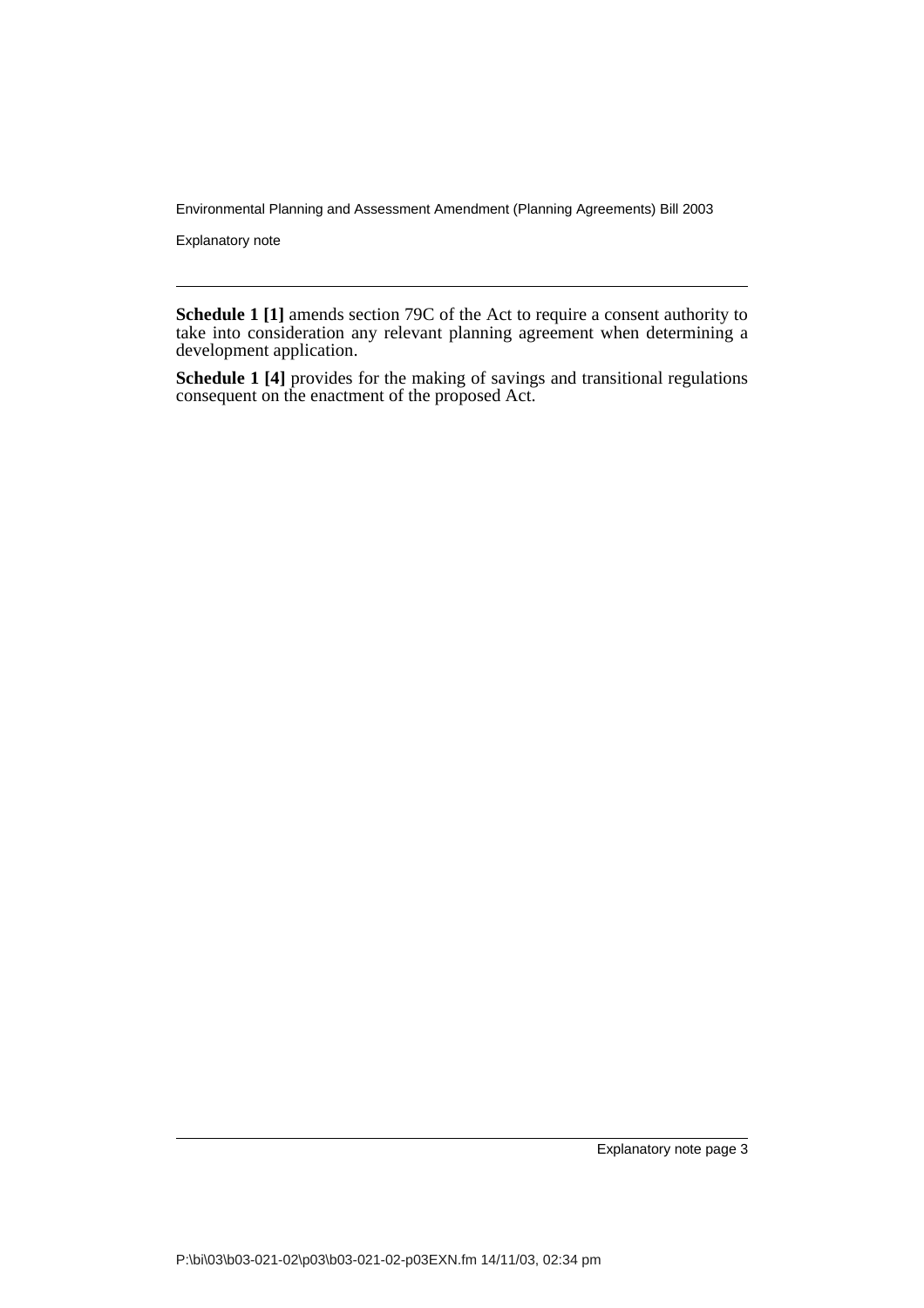**Schedule 1 [1]** amends section 79C of the Act to require a consent authority to take into consideration any relevant planning agreement when determining a development application.

**Schedule 1 [4]** provides for the making of savings and transitional regulations consequent on the enactment of the proposed Act.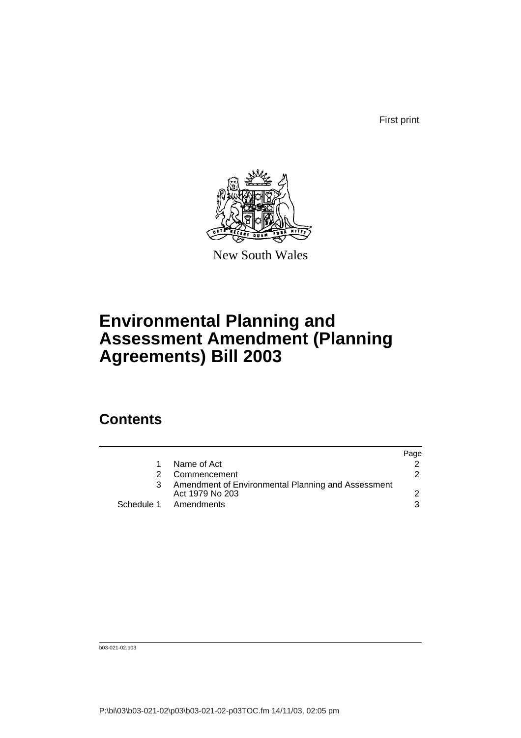First print

New South Wales

# Environmental Planning and Assessment Amendment (Planning Agreements) Bill 2003

## Contents

| | | Page |
|---|---|---|
| 1 | Name of Act | 2 |
| 2 | Commencement | 2 |
| 3 | Amendment of Environmental Planning and Assessment Act 1979 No 203 | 2 |
| Schedule 1 | Amendments | 3 |

b03-021-02.p03

P:\bi\03\b03-021-02\p03\b03-021-02-p03TOC.fm 14/11/03, 02:05 pm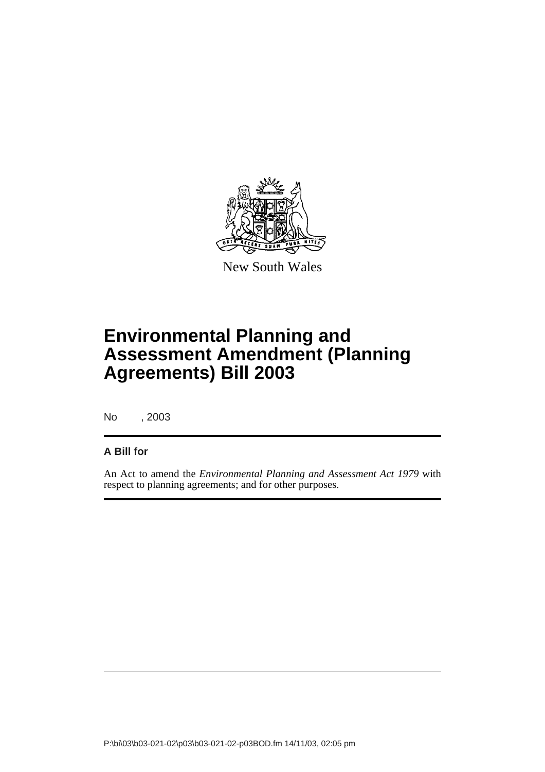New South Wales

# Environmental Planning and Assessment Amendment (Planning Agreements) Bill 2003

No , 2003

**A Bill for**

An Act to amend the *Environmental Planning and Assessment Act 1979* with respect to planning agreements; and for other purposes.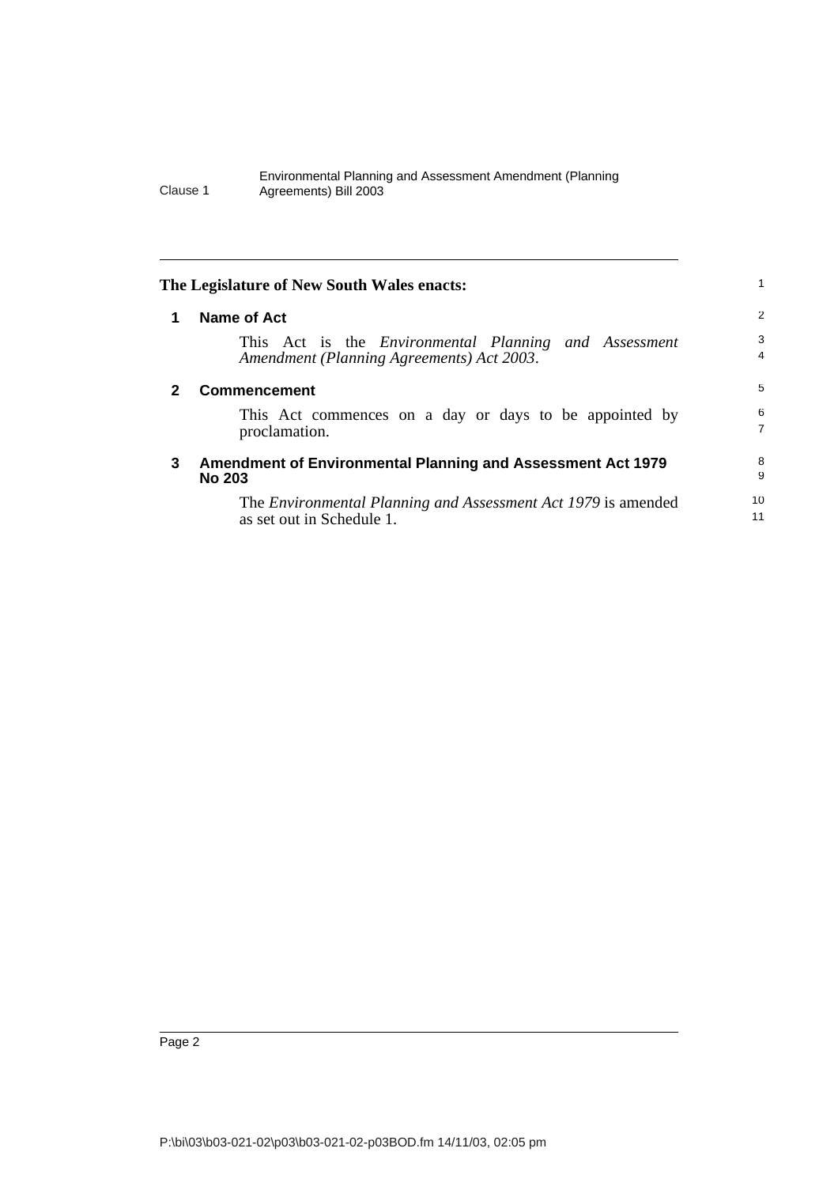**The Legislature of New South Wales enacts:**

## 1 Name of Act

This Act is the *Environmental Planning and Assessment Amendment (Planning Agreements) Act 2003*.

## 2 Commencement

This Act commences on a day or days to be appointed by proclamation.

## 3 Amendment of Environmental Planning and Assessment Act 1979 No 203

The *Environmental Planning and Assessment Act 1979* is amended as set out in Schedule 1.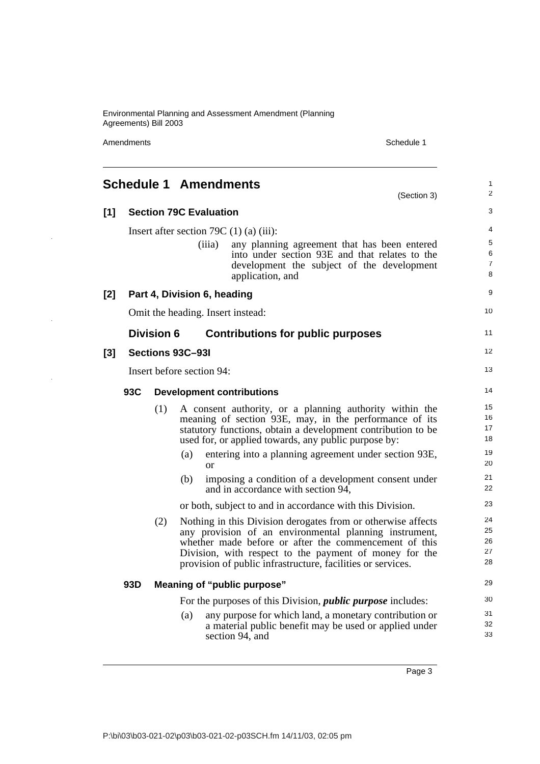# Schedule 1 Amendments

(Section 3)

## [1] Section 79C Evaluation

Insert after section 79C (1) (a) (iii):

(iiia) any planning agreement that has been entered into under section 93E and that relates to the development the subject of the development application, and

## [2] Part 4, Division 6, heading

Omit the heading. Insert instead:

## Division 6 Contributions for public purposes

## [3] Sections 93C–93I

Insert before section 94:

### 93C Development contributions

(1) A consent authority, or a planning authority within the meaning of section 93E, may, in the performance of its statutory functions, obtain a development contribution to be used for, or applied towards, any public purpose by:

(a) entering into a planning agreement under section 93E, or

(b) imposing a condition of a development consent under and in accordance with section 94,

or both, subject to and in accordance with this Division.

(2) Nothing in this Division derogates from or otherwise affects any provision of an environmental planning instrument, whether made before or after the commencement of this Division, with respect to the payment of money for the provision of public infrastructure, facilities or services.

### 93D Meaning of "public purpose"

For the purposes of this Division, ***public purpose*** includes:

(a) any purpose for which land, a monetary contribution or a material public benefit may be used or applied under section 94, and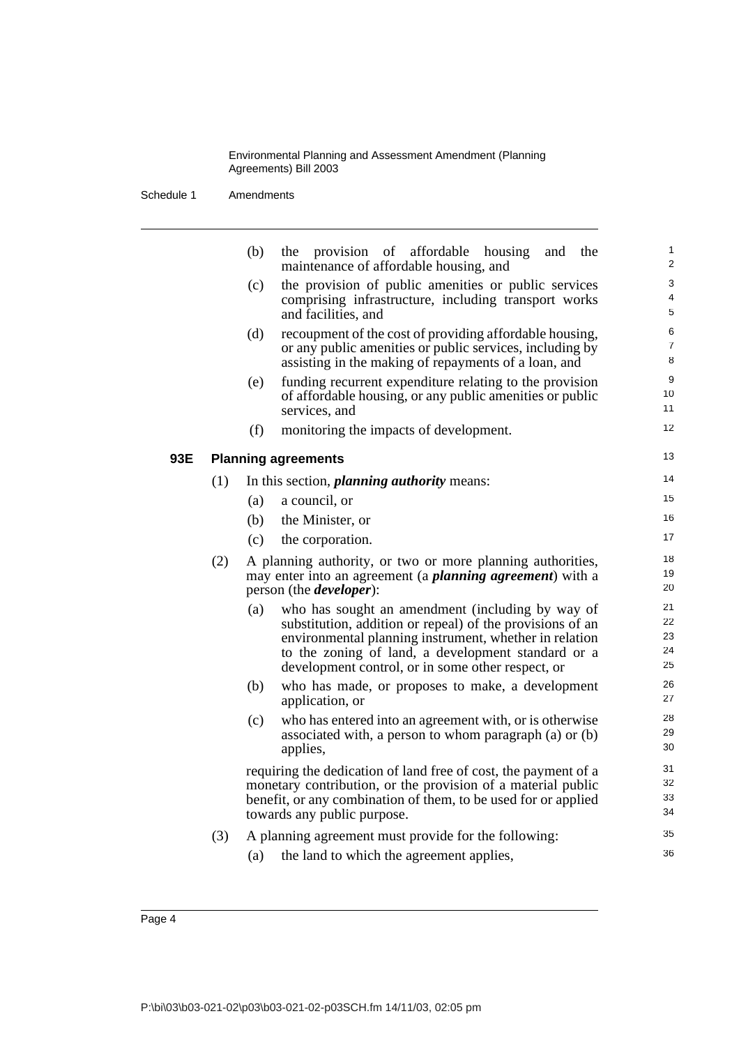(b) the provision of affordable housing and the maintenance of affordable housing, and

(c) the provision of public amenities or public services comprising infrastructure, including transport works and facilities, and

(d) recoupment of the cost of providing affordable housing, or any public amenities or public services, including by assisting in the making of repayments of a loan, and

(e) funding recurrent expenditure relating to the provision of affordable housing, or any public amenities or public services, and

(f) monitoring the impacts of development.

### 93E Planning agreements

(1) In this section, ***planning authority*** means:

(a) a council, or

(b) the Minister, or

(c) the corporation.

(2) A planning authority, or two or more planning authorities, may enter into an agreement (a ***planning agreement***) with a person (the ***developer***):

(a) who has sought an amendment (including by way of substitution, addition or repeal) of the provisions of an environmental planning instrument, whether in relation to the zoning of land, a development standard or a development control, or in some other respect, or

(b) who has made, or proposes to make, a development application, or

(c) who has entered into an agreement with, or is otherwise associated with, a person to whom paragraph (a) or (b) applies,

requiring the dedication of land free of cost, the payment of a monetary contribution, or the provision of a material public benefit, or any combination of them, to be used for or applied towards any public purpose.

(3) A planning agreement must provide for the following:

(a) the land to which the agreement applies,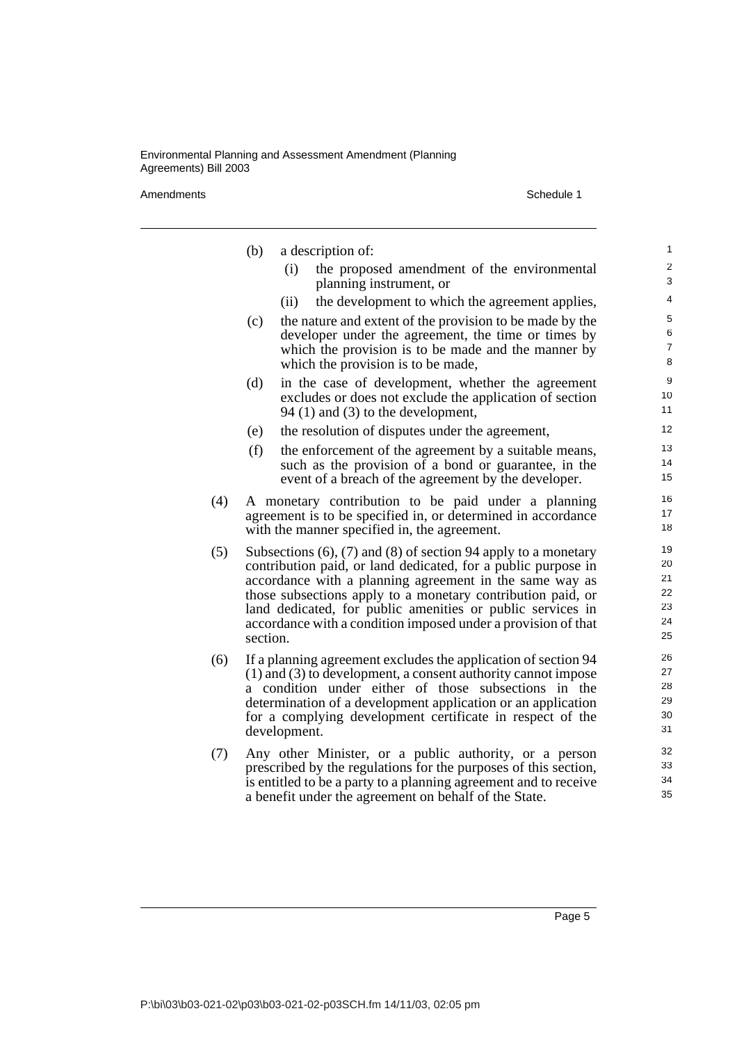(b) a description of:

(i) the proposed amendment of the environmental planning instrument, or

(ii) the development to which the agreement applies,

(c) the nature and extent of the provision to be made by the developer under the agreement, the time or times by which the provision is to be made and the manner by which the provision is to be made,

(d) in the case of development, whether the agreement excludes or does not exclude the application of section 94 (1) and (3) to the development,

(e) the resolution of disputes under the agreement,

(f) the enforcement of the agreement by a suitable means, such as the provision of a bond or guarantee, in the event of a breach of the agreement by the developer.

(4) A monetary contribution to be paid under a planning agreement is to be specified in, or determined in accordance with the manner specified in, the agreement.

(5) Subsections (6), (7) and (8) of section 94 apply to a monetary contribution paid, or land dedicated, for a public purpose in accordance with a planning agreement in the same way as those subsections apply to a monetary contribution paid, or land dedicated, for public amenities or public services in accordance with a condition imposed under a provision of that section.

(6) If a planning agreement excludes the application of section 94 (1) and (3) to development, a consent authority cannot impose a condition under either of those subsections in the determination of a development application or an application for a complying development certificate in respect of the development.

(7) Any other Minister, or a public authority, or a person prescribed by the regulations for the purposes of this section, is entitled to be a party to a planning agreement and to receive a benefit under the agreement on behalf of the State.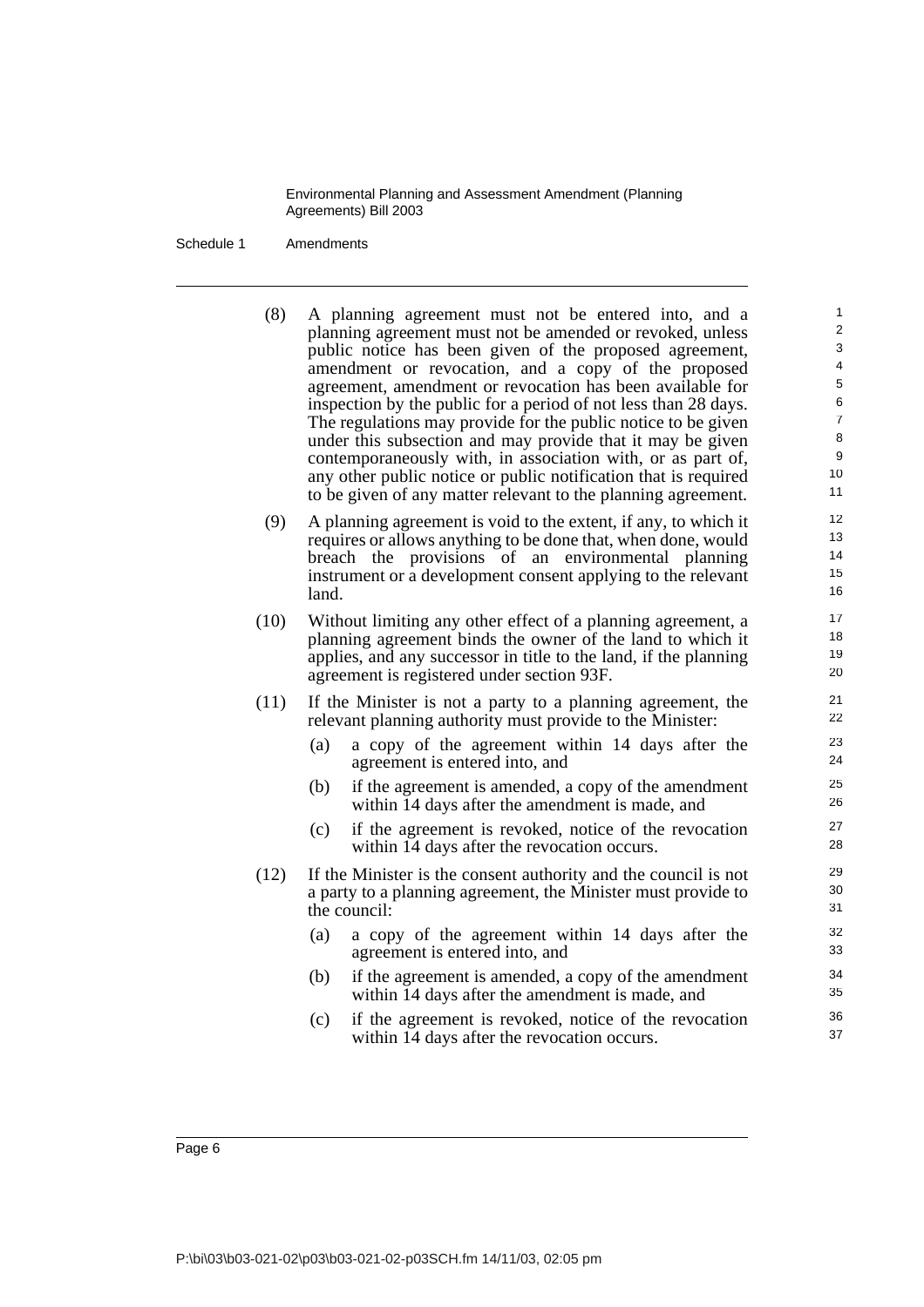(8) A planning agreement must not be entered into, and a planning agreement must not be amended or revoked, unless public notice has been given of the proposed agreement, amendment or revocation, and a copy of the proposed agreement, amendment or revocation has been available for inspection by the public for a period of not less than 28 days. The regulations may provide for the public notice to be given under this subsection and may provide that it may be given contemporaneously with, in association with, or as part of, any other public notice or public notification that is required to be given of any matter relevant to the planning agreement.

(9) A planning agreement is void to the extent, if any, to which it requires or allows anything to be done that, when done, would breach the provisions of an environmental planning instrument or a development consent applying to the relevant land.

(10) Without limiting any other effect of a planning agreement, a planning agreement binds the owner of the land to which it applies, and any successor in title to the land, if the planning agreement is registered under section 93F.

(11) If the Minister is not a party to a planning agreement, the relevant planning authority must provide to the Minister:

- (a) a copy of the agreement within 14 days after the agreement is entered into, and
- (b) if the agreement is amended, a copy of the amendment within 14 days after the amendment is made, and
- (c) if the agreement is revoked, notice of the revocation within 14 days after the revocation occurs.

(12) If the Minister is the consent authority and the council is not a party to a planning agreement, the Minister must provide to the council:

- (a) a copy of the agreement within 14 days after the agreement is entered into, and
- (b) if the agreement is amended, a copy of the amendment within 14 days after the amendment is made, and
- (c) if the agreement is revoked, notice of the revocation within 14 days after the revocation occurs.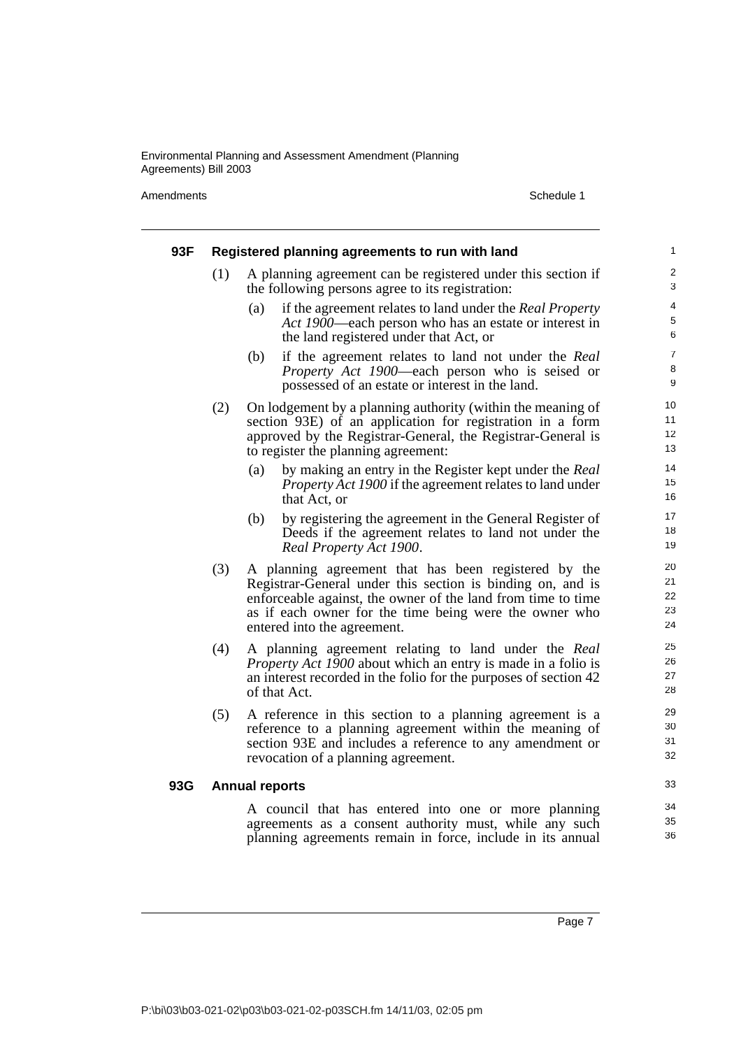#### 93F Registered planning agreements to run with land

(1) A planning agreement can be registered under this section if the following persons agree to its registration:

(a) if the agreement relates to land under the *Real Property Act 1900*—each person who has an estate or interest in the land registered under that Act, or

(b) if the agreement relates to land not under the *Real Property Act 1900*—each person who is seised or possessed of an estate or interest in the land.

(2) On lodgement by a planning authority (within the meaning of section 93E) of an application for registration in a form approved by the Registrar-General, the Registrar-General is to register the planning agreement:

(a) by making an entry in the Register kept under the *Real Property Act 1900* if the agreement relates to land under that Act, or

(b) by registering the agreement in the General Register of Deeds if the agreement relates to land not under the *Real Property Act 1900*.

(3) A planning agreement that has been registered by the Registrar-General under this section is binding on, and is enforceable against, the owner of the land from time to time as if each owner for the time being were the owner who entered into the agreement.

(4) A planning agreement relating to land under the *Real Property Act 1900* about which an entry is made in a folio is an interest recorded in the folio for the purposes of section 42 of that Act.

(5) A reference in this section to a planning agreement is a reference to a planning agreement within the meaning of section 93E and includes a reference to any amendment or revocation of a planning agreement.

#### 93G Annual reports

A council that has entered into one or more planning agreements as a consent authority must, while any such planning agreements remain in force, include in its annual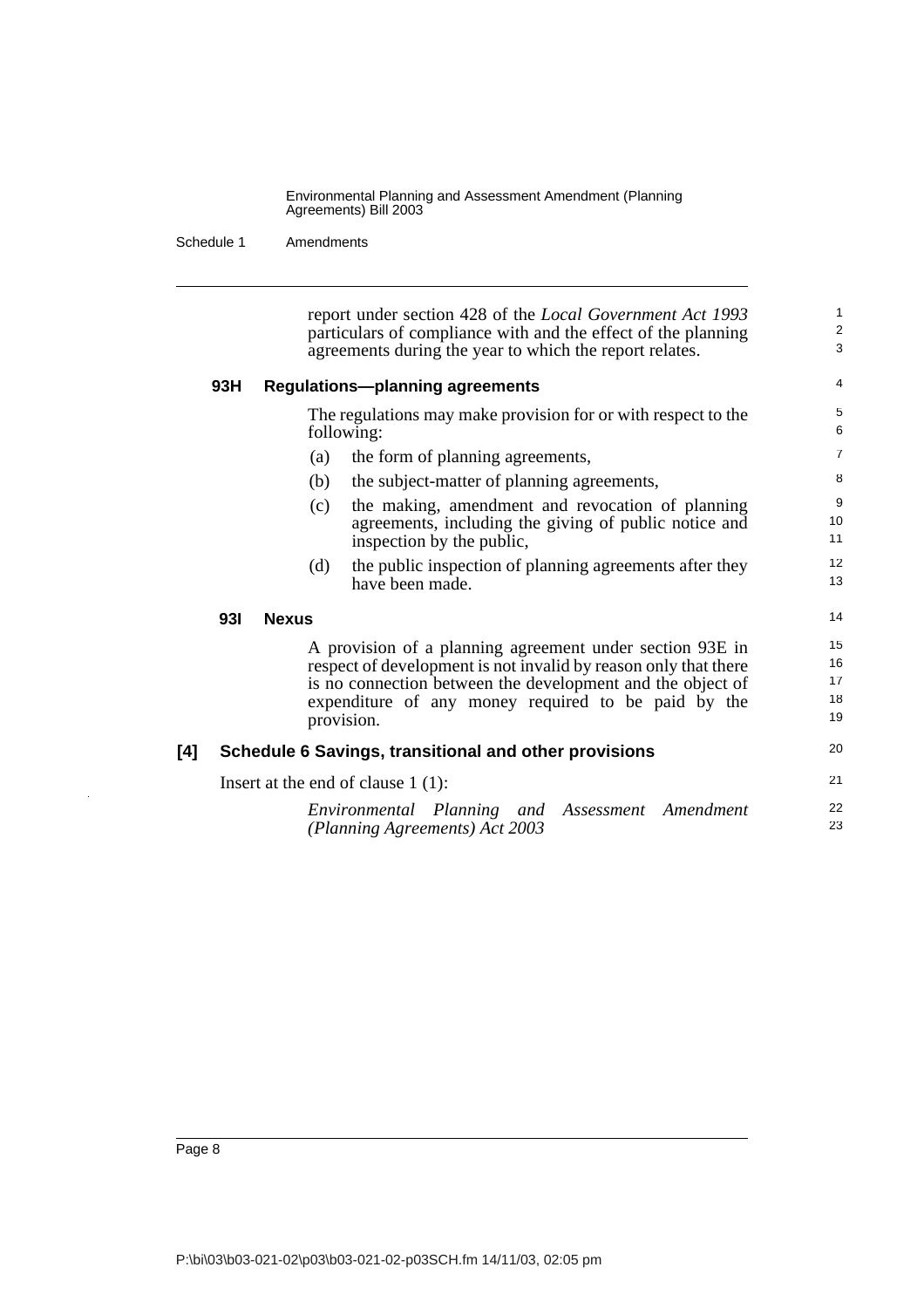report under section 428 of the *Local Government Act 1993* particulars of compliance with and the effect of the planning agreements during the year to which the report relates.

**93H Regulations—planning agreements**

The regulations may make provision for or with respect to the following:

(a) the form of planning agreements,

(b) the subject-matter of planning agreements,

(c) the making, amendment and revocation of planning agreements, including the giving of public notice and inspection by the public,

(d) the public inspection of planning agreements after they have been made.

**93I Nexus**

A provision of a planning agreement under section 93E in respect of development is not invalid by reason only that there is no connection between the development and the object of expenditure of any money required to be paid by the provision.

**[4] Schedule 6 Savings, transitional and other provisions**

Insert at the end of clause 1 (1):

*Environmental Planning and Assessment Amendment (Planning Agreements) Act 2003*